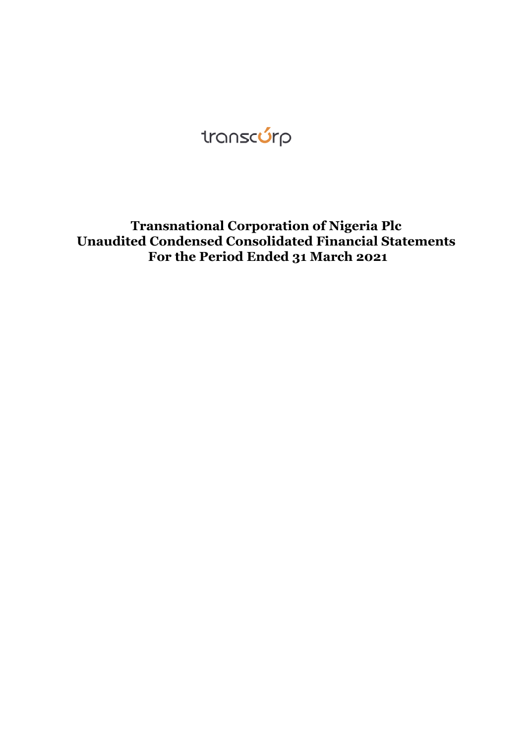transcorp

# Transnational Corporation of Nigeria Plc
# Unaudited Condensed Consolidated Financial Statements
# For the Period Ended 31 March 2021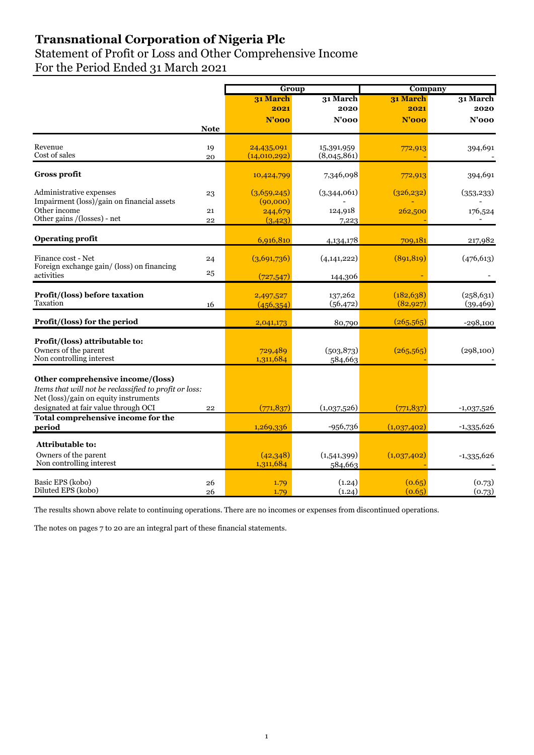# Transnational Corporation of Nigeria Plc

## Statement of Profit or Loss and Other Comprehensive Income
## For the Period Ended 31 March 2021

| | | Group | | Company | |
|---|---|---|---|---|---|
| | | 31 March 2021 | 31 March 2020 | 31 March 2021 | 31 March 2020 |
| | Note | N'000 | N'000 | N'000 | N'000 |
| Revenue | 19 | 24,435,091 | 15,391,959 | 772,913 | 394,691 |
| Cost of sales | 20 | (14,010,292) | (8,045,861) | - | - |
| **Gross profit** | | 10,424,799 | 7,346,098 | 772,913 | 394,691 |
| Administrative expenses | 23 | (3,659,245) | (3,344,061) | (326,232) | (353,233) |
| Impairment (loss)/gain on financial assets | | (90,000) | - | - | - |
| Other income | 21 | 244,679 | 124,918 | 262,500 | 176,524 |
| Other gains /(losses) - net | 22 | (3,423) | 7,223 | - | - |
| **Operating profit** | | 6,916,810 | 4,134,178 | 709,181 | 217,982 |
| Finance cost - Net | 24 | (3,691,736) | (4,141,222) | (891,819) | (476,613) |
| Foreign exchange gain/ (loss) on financing activities | 25 | (727,547) | 144,306 | - | - |
| **Profit/(loss) before taxation** | | 2,497,527 | 137,262 | (182,638) | (258,631) |
| Taxation | 16 | (456,354) | (56,472) | (82,927) | (39,469) |
| **Profit/(loss) for the period** | | 2,041,173 | 80,790 | (265,565) | -298,100 |
| **Profit/(loss) attributable to:** | | | | | |
| Owners of the parent | | 729,489 | (503,873) | (265,565) | (298,100) |
| Non controlling interest | | 1,311,684 | 584,663 | - | - |
| **Other comprehensive income/(loss)** | | | | | |
| *Items that will not be reclassified to profit or loss:* | | | | | |
| Net (loss)/gain on equity instruments designated at fair value through OCI | 22 | (771,837) | (1,037,526) | (771,837) | -1,037,526 |
| **Total comprehensive income for the period** | | 1,269,336 | -956,736 | (1,037,402) | -1,335,626 |
| **Attributable to:** | | | | | |
| Owners of the parent | | (42,348) | (1,541,399) | (1,037,402) | -1,335,626 |
| Non controlling interest | | 1,311,684 | 584,663 | - | - |
| Basic EPS (kobo) | 26 | 1.79 | (1.24) | (0.65) | (0.73) |
| Diluted EPS (kobo) | 26 | 1.79 | (1.24) | (0.65) | (0.73) |

The results shown above relate to continuing operations. There are no incomes or expenses from discontinued operations.

The notes on pages 7 to 20 are an integral part of these financial statements.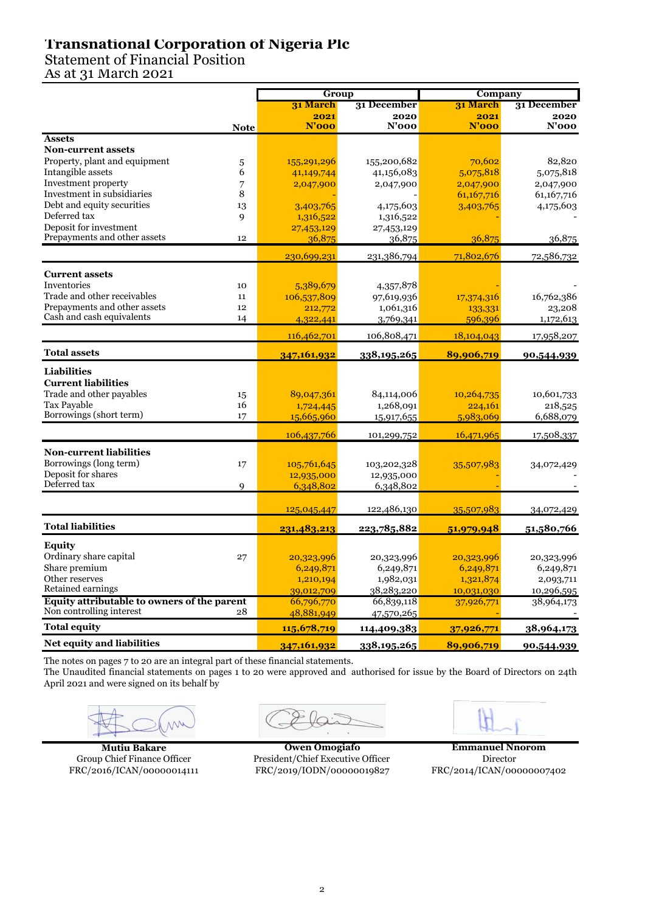# Transnational Corporation of Nigeria Plc

## Statement of Financial Position

## As at 31 March 2021

| | Note | Group 31 March 2021 N'000 | Group 31 December 2020 N'000 | Company 31 March 2021 N'000 | Company 31 December 2020 N'000 |
|---|---|---|---|---|---|
| **Assets** | | | | | |
| **Non-current assets** | | | | | |
| Property, plant and equipment | 5 | 155,291,296 | 155,200,682 | 70,602 | 82,820 |
| Intangible assets | 6 | 41,149,744 | 41,156,083 | 5,075,818 | 5,075,818 |
| Investment property | 7 | 2,047,900 | 2,047,900 | 2,047,900 | 2,047,900 |
| Investment in subsidiaries | 8 | - | - | 61,167,716 | 61,167,716 |
| Debt and equity securities | 13 | 3,403,765 | 4,175,603 | 3,403,765 | 4,175,603 |
| Deferred tax | 9 | 1,316,522 | 1,316,522 | - | - |
| Deposit for investment | | 27,453,129 | 27,453,129 | | |
| Prepayments and other assets | 12 | 36,875 | 36,875 | 36,875 | 36,875 |
| | | 230,699,231 | 231,386,794 | 71,802,676 | 72,586,732 |
| **Current assets** | | | | | |
| Inventories | 10 | 5,389,679 | 4,357,878 | - | - |
| Trade and other receivables | 11 | 106,537,809 | 97,619,936 | 17,374,316 | 16,762,386 |
| Prepayments and other assets | 12 | 212,772 | 1,061,316 | 133,331 | 23,208 |
| Cash and cash equivalents | 14 | 4,322,441 | 3,769,341 | 596,396 | 1,172,613 |
| | | 116,462,701 | 106,808,471 | 18,104,043 | 17,958,207 |
| **Total assets** | | **347,161,932** | **338,195,265** | **89,906,719** | **90,544,939** |
| **Liabilities** | | | | | |
| **Current liabilities** | | | | | |
| Trade and other payables | 15 | 89,047,361 | 84,114,006 | 10,264,735 | 10,601,733 |
| Tax Payable | 16 | 1,724,445 | 1,268,091 | 224,161 | 218,525 |
| Borrowings (short term) | 17 | 15,665,960 | 15,917,655 | 5,983,069 | 6,688,079 |
| | | 106,437,766 | 101,299,752 | 16,471,965 | 17,508,337 |
| **Non-current liabilities** | | | | | |
| Borrowings (long term) | 17 | 105,761,645 | 103,202,328 | 35,507,983 | 34,072,429 |
| Deposit for shares | | 12,935,000 | 12,935,000 | - | - |
| Deferred tax | 9 | 6,348,802 | 6,348,802 | - | - |
| | | 125,045,447 | 122,486,130 | 35,507,983 | 34,072,429 |
| **Total liabilities** | | **231,483,213** | **223,785,882** | **51,979,948** | **51,580,766** |
| **Equity** | | | | | |
| Ordinary share capital | 27 | 20,323,996 | 20,323,996 | 20,323,996 | 20,323,996 |
| Share premium | | 6,249,871 | 6,249,871 | 6,249,871 | 6,249,871 |
| Other reserves | | 1,210,194 | 1,982,031 | 1,321,874 | 2,093,711 |
| Retained earnings | | 39,012,709 | 38,283,220 | 10,031,030 | 10,296,595 |
| **Equity attributable to owners of the parent** | | 66,796,770 | 66,839,118 | 37,926,771 | 38,964,173 |
| Non controlling interest | 28 | 48,881,949 | 47,570,265 | | - |
| **Total equity** | | **115,678,719** | **114,409,383** | **37,926,771** | **38,964,173** |
| **Net equity and liabilities** | | **347,161,932** | **338,195,265** | **89,906,719** | **90,544,939** |

The notes on pages 7 to 20 are an integral part of these financial statements.

The Unaudited financial statements on pages 1 to 20 were approved and authorised for issue by the Board of Directors on 24th April 2021 and were signed on its behalf by

**Mutiu Bakare**
Group Chief Finance Officer
FRC/2016/ICAN/00000014111

**Owen Omogiafo**
President/Chief Executive Officer
FRC/2019/IODN/00000019827

**Emmanuel Nnorom**
Director
FRC/2014/ICAN/00000007402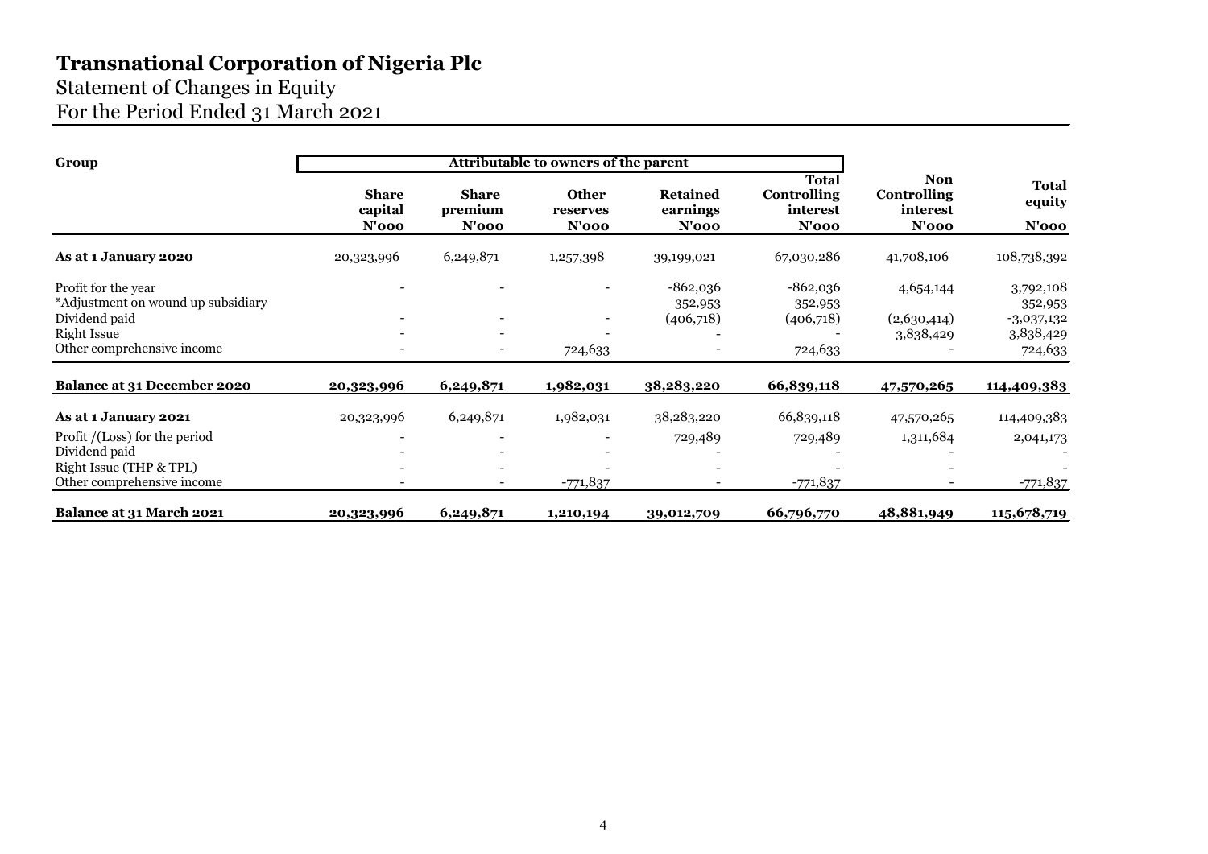# Transnational Corporation of Nigeria Plc

## Statement of Changes in Equity

## For the Period Ended 31 March 2021

| Group | Attributable to owners of the parent | | | | | | |
|---|---|---|---|---|---|---|---|
| | Share capital | Share premium | Other reserves | Retained earnings | Total Controlling interest | Non Controlling interest | Total equity |
| | N'000 | N'000 | N'000 | N'000 | N'000 | N'000 | N'000 |
| **As at 1 January 2020** | 20,323,996 | 6,249,871 | 1,257,398 | 39,199,021 | 67,030,286 | 41,708,106 | 108,738,392 |
| Profit for the year | - | - | - | -862,036 | -862,036 | 4,654,144 | 3,792,108 |
| *Adjustment on wound up subsidiary | | | | 352,953 | 352,953 | | 352,953 |
| Dividend paid | - | - | - | (406,718) | (406,718) | (2,630,414) | -3,037,132 |
| Right Issue | - | - | - | - | - | 3,838,429 | 3,838,429 |
| Other comprehensive income | - | - | 724,633 | - | 724,633 | - | 724,633 |
| **Balance at 31 December 2020** | **20,323,996** | **6,249,871** | **1,982,031** | **38,283,220** | **66,839,118** | **47,570,265** | **114,409,383** |
| **As at 1 January 2021** | 20,323,996 | 6,249,871 | 1,982,031 | 38,283,220 | 66,839,118 | 47,570,265 | 114,409,383 |
| Profit /(Loss) for the period | - | - | - | 729,489 | 729,489 | 1,311,684 | 2,041,173 |
| Dividend paid | - | - | - | - | - | - | - |
| Right Issue (THP & TPL) | - | - | - | - | - | - | - |
| Other comprehensive income | - | - | -771,837 | - | -771,837 | - | -771,837 |
| **Balance at 31 March 2021** | **20,323,996** | **6,249,871** | **1,210,194** | **39,012,709** | **66,796,770** | **48,881,949** | **115,678,719** |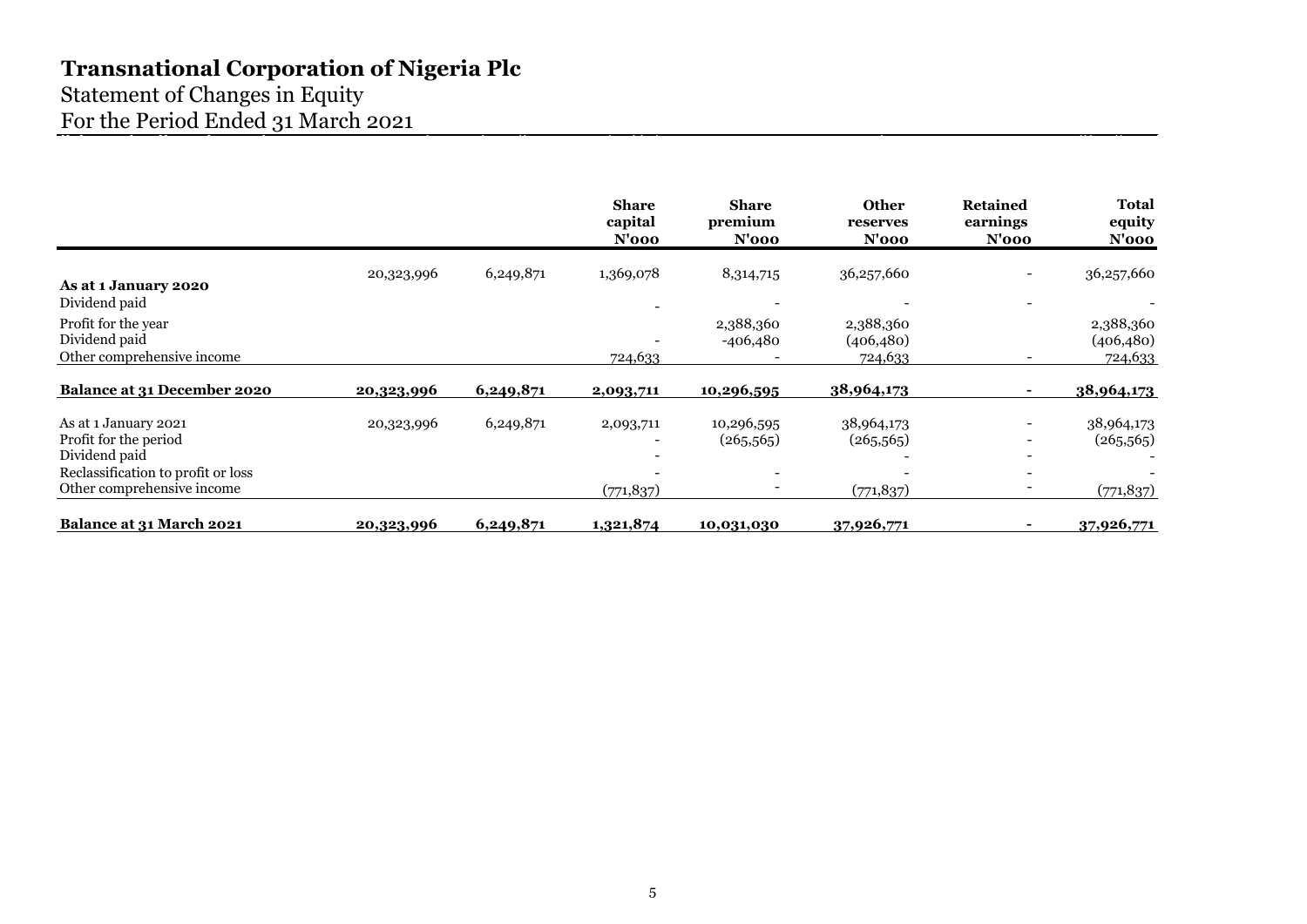# Transnational Corporation of Nigeria Plc

Statement of Changes in Equity

For the Period Ended 31 March 2021

| | | | Share capital N'000 | Share premium N'000 | Other reserves N'000 | Retained earnings N'000 | Total equity N'000 |
|---|---|---|---|---|---|---|---|
| **As at 1 January 2020** | 20,323,996 | 6,249,871 | 1,369,078 | 8,314,715 | 36,257,660 | - | 36,257,660 |
| Dividend paid | | | - | - | - | - | - |
| Profit for the year | | | | 2,388,360 | 2,388,360 | | 2,388,360 |
| Dividend paid | | | - | -406,480 | (406,480) | | (406,480) |
| Other comprehensive income | | | 724,633 | - | 724,633 | - | 724,633 |
| **Balance at 31 December 2020** | **20,323,996** | **6,249,871** | **2,093,711** | **10,296,595** | **38,964,173** | **-** | **38,964,173** |
| As at 1 January 2021 | 20,323,996 | 6,249,871 | 2,093,711 | 10,296,595 | 38,964,173 | - | 38,964,173 |
| Profit for the period | | | - | (265,565) | (265,565) | - | (265,565) |
| Dividend paid | | | - | | - | - | - |
| Reclassification to profit or loss | | | - | - | - | - | - |
| Other comprehensive income | | | (771,837) | - | (771,837) | - | (771,837) |
| **Balance at 31 March 2021** | **20,323,996** | **6,249,871** | **1,321,874** | **10,031,030** | **37,926,771** | **-** | **37,926,771** |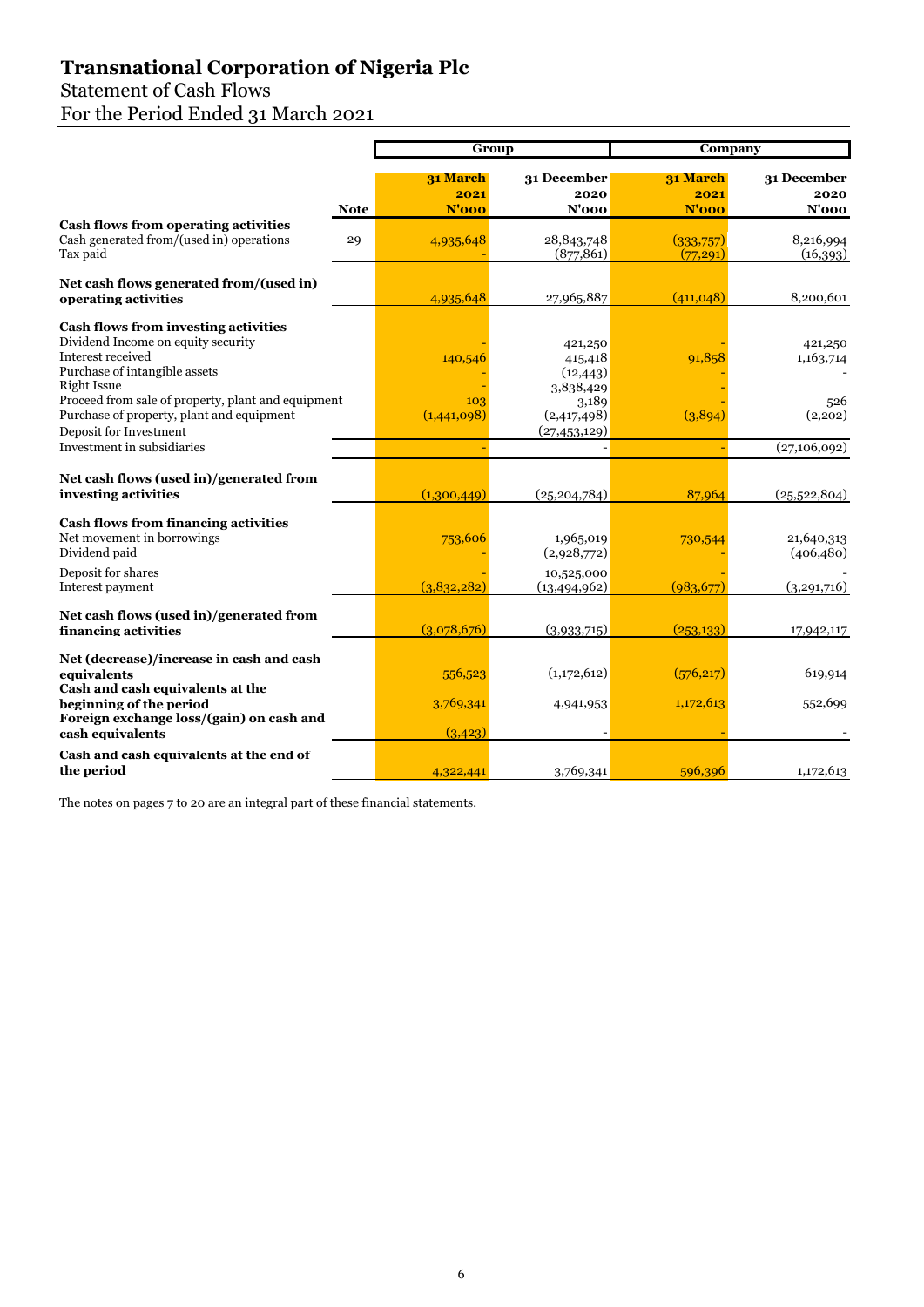# Transnational Corporation of Nigeria Plc

## Statement of Cash Flows

## For the Period Ended 31 March 2021

| | Note | Group 31 March 2021 N'000 | Group 31 December 2020 N'000 | Company 31 March 2021 N'000 | Company 31 December 2020 N'000 |
|---|---|---|---|---|---|
| **Cash flows from operating activities** | | | | | |
| Cash generated from/(used in) operations | 29 | 4,935,648 | 28,843,748 | (333,757) | 8,216,994 |
| Tax paid | | - | (877,861) | (77,291) | (16,393) |
| **Net cash flows generated from/(used in) operating activities** | | 4,935,648 | 27,965,887 | (411,048) | 8,200,601 |
| **Cash flows from investing activities** | | | | | |
| Dividend Income on equity security | | - | 421,250 | - | 421,250 |
| Interest received | | 140,546 | 415,418 | 91,858 | 1,163,714 |
| Purchase of intangible assets | | - | (12,443) | - | - |
| Right Issue | | - | 3,838,429 | - | |
| Proceed from sale of property, plant and equipment | | 103 | 3,189 | - | 526 |
| Purchase of property, plant and equipment | | (1,441,098) | (2,417,498) | (3,894) | (2,202) |
| Deposit for Investment | | | (27,453,129) | | |
| Investment in subsidiaries | | - | - | - | (27,106,092) |
| **Net cash flows (used in)/generated from investing activities** | | (1,300,449) | (25,204,784) | 87,964 | (25,522,804) |
| **Cash flows from financing activities** | | | | | |
| Net movement in borrowings | | 753,606 | 1,965,019 | 730,544 | 21,640,313 |
| Dividend paid | | - | (2,928,772) | - | (406,480) |
| Deposit for shares | | - | 10,525,000 | - | - |
| Interest payment | | (3,832,282) | (13,494,962) | (983,677) | (3,291,716) |
| **Net cash flows (used in)/generated from financing activities** | | (3,078,676) | (3,933,715) | (253,133) | 17,942,117 |
| **Net (decrease)/increase in cash and cash equivalents** | | 556,523 | (1,172,612) | (576,217) | 619,914 |
| **Cash and cash equivalents at the beginning of the period** | | 3,769,341 | 4,941,953 | 1,172,613 | 552,699 |
| **Foreign exchange loss/(gain) on cash and cash equivalents** | | (3,423) | - | - | - |
| **Cash and cash equivalents at the end of the period** | | 4,322,441 | 3,769,341 | 596,396 | 1,172,613 |

The notes on pages 7 to 20 are an integral part of these financial statements.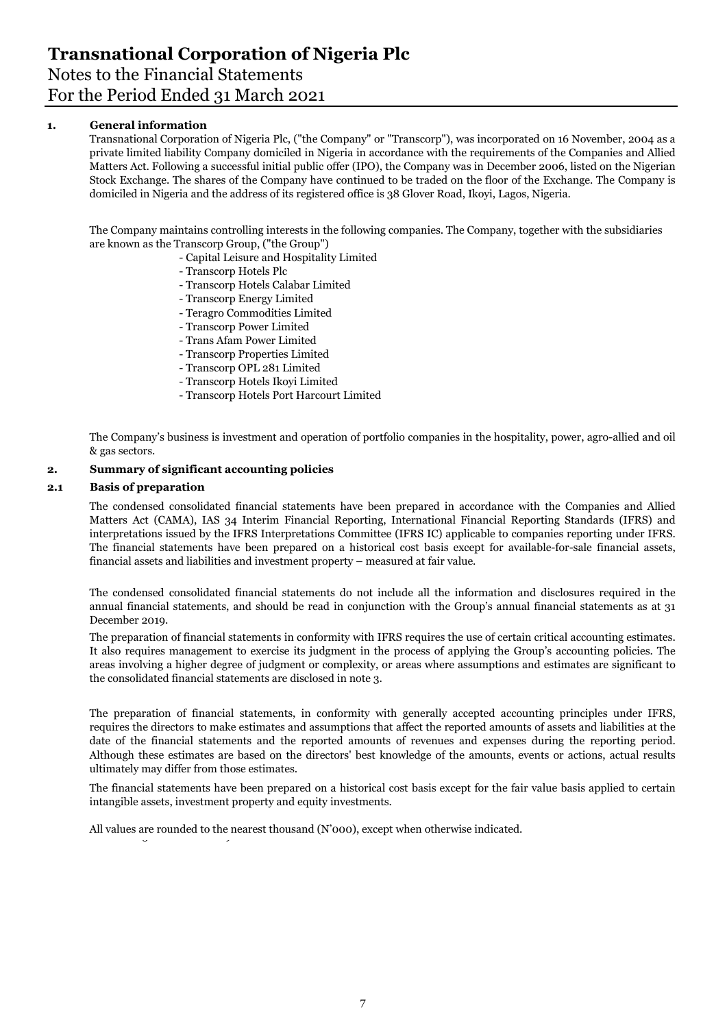# Transnational Corporation of Nigeria Plc

## Notes to the Financial Statements

## For the Period Ended 31 March 2021

### 1. General information

Transnational Corporation of Nigeria Plc, ("the Company" or "Transcorp"), was incorporated on 16 November, 2004 as a private limited liability Company domiciled in Nigeria in accordance with the requirements of the Companies and Allied Matters Act. Following a successful initial public offer (IPO), the Company was in December 2006, listed on the Nigerian Stock Exchange. The shares of the Company have continued to be traded on the floor of the Exchange. The Company is domiciled in Nigeria and the address of its registered office is 38 Glover Road, Ikoyi, Lagos, Nigeria.

The Company maintains controlling interests in the following companies. The Company, together with the subsidiaries are known as the Transcorp Group, ("the Group")

- Capital Leisure and Hospitality Limited
- Transcorp Hotels Plc
- Transcorp Hotels Calabar Limited
- Transcorp Energy Limited
- Teragro Commodities Limited
- Transcorp Power Limited
- Trans Afam Power Limited
- Transcorp Properties Limited
- Transcorp OPL 281 Limited
- Transcorp Hotels Ikoyi Limited
- Transcorp Hotels Port Harcourt Limited

The Company's business is investment and operation of portfolio companies in the hospitality, power, agro-allied and oil & gas sectors.

### 2. Summary of significant accounting policies

#### 2.1 Basis of preparation

The condensed consolidated financial statements have been prepared in accordance with the Companies and Allied Matters Act (CAMA), IAS 34 Interim Financial Reporting, International Financial Reporting Standards (IFRS) and interpretations issued by the IFRS Interpretations Committee (IFRS IC) applicable to companies reporting under IFRS. The financial statements have been prepared on a historical cost basis except for available-for-sale financial assets, financial assets and liabilities and investment property – measured at fair value.

The condensed consolidated financial statements do not include all the information and disclosures required in the annual financial statements, and should be read in conjunction with the Group's annual financial statements as at 31 December 2019.

The preparation of financial statements in conformity with IFRS requires the use of certain critical accounting estimates. It also requires management to exercise its judgment in the process of applying the Group's accounting policies. The areas involving a higher degree of judgment or complexity, or areas where assumptions and estimates are significant to the consolidated financial statements are disclosed in note 3.

The preparation of financial statements, in conformity with generally accepted accounting principles under IFRS, requires the directors to make estimates and assumptions that affect the reported amounts of assets and liabilities at the date of the financial statements and the reported amounts of revenues and expenses during the reporting period. Although these estimates are based on the directors' best knowledge of the amounts, events or actions, actual results ultimately may differ from those estimates.

The financial statements have been prepared on a historical cost basis except for the fair value basis applied to certain intangible assets, investment property and equity investments.

All values are rounded to the nearest thousand (N'000), except when otherwise indicated.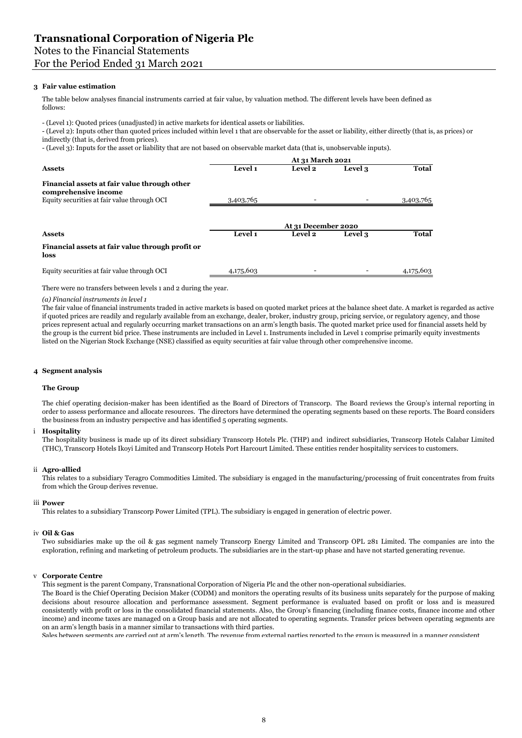## 3 Fair value estimation

The table below analyses financial instruments carried at fair value, by valuation method. The different levels have been defined as follows:

- (Level 1): Quoted prices (unadjusted) in active markets for identical assets or liabilities.
- (Level 2): Inputs other than quoted prices included within level 1 that are observable for the asset or liability, either directly (that is, as prices) or indirectly (that is, derived from prices).
- (Level 3): Inputs for the asset or liability that are not based on observable market data (that is, unobservable inputs).

| | At 31 March 2021 | | | |
|---|---|---|---|---|
| **Assets** | **Level 1** | **Level 2** | **Level 3** | **Total** |
| **Financial assets at fair value through other comprehensive income** | | | | |
| Equity securities at fair value through OCI | 3,403,765 | - | - | 3,403,765 |

| | At 31 December 2020 | | | |
|---|---|---|---|---|
| **Assets** | **Level 1** | **Level 2** | **Level 3** | **Total** |
| **Financial assets at fair value through profit or loss** | | | | |
| Equity securities at fair value through OCI | 4,175,603 | - | - | 4,175,603 |

There were no transfers between levels 1 and 2 during the year.

*(a) Financial instruments in level 1*

The fair value of financial instruments traded in active markets is based on quoted market prices at the balance sheet date. A market is regarded as active if quoted prices are readily and regularly available from an exchange, dealer, broker, industry group, pricing service, or regulatory agency, and those prices represent actual and regularly occurring market transactions on an arm's length basis. The quoted market price used for financial assets held by the group is the current bid price. These instruments are included in Level 1. Instruments included in Level 1 comprise primarily equity investments listed on the Nigerian Stock Exchange (NSE) classified as equity securities at fair value through other comprehensive income.

## 4 Segment analysis

### The Group

The chief operating decision-maker has been identified as the Board of Directors of Transcorp. The Board reviews the Group's internal reporting in order to assess performance and allocate resources. The directors have determined the operating segments based on these reports. The Board considers the business from an industry perspective and has identified 5 operating segments.

i **Hospitality**

The hospitality business is made up of its direct subsidiary Transcorp Hotels Plc. (THP) and indirect subsidiaries, Transcorp Hotels Calabar Limited (THC), Transcorp Hotels Ikoyi Limited and Transcorp Hotels Port Harcourt Limited. These entities render hospitality services to customers.

ii **Agro-allied**

This relates to a subsidiary Teragro Commodities Limited. The subsidiary is engaged in the manufacturing/processing of fruit concentrates from fruits from which the Group derives revenue.

iii **Power**

This relates to a subsidiary Transcorp Power Limited (TPL). The subsidiary is engaged in generation of electric power.

iv **Oil & Gas**

Two subsidiaries make up the oil & gas segment namely Transcorp Energy Limited and Transcorp OPL 281 Limited. The companies are into the exploration, refining and marketing of petroleum products. The subsidiaries are in the start-up phase and have not started generating revenue.

v **Corporate Centre**

This segment is the parent Company, Transnational Corporation of Nigeria Plc and the other non-operational subsidiaries.

The Board is the Chief Operating Decision Maker (CODM) and monitors the operating results of its business units separately for the purpose of making decisions about resource allocation and performance assessment. Segment performance is evaluated based on profit or loss and is measured consistently with profit or loss in the consolidated financial statements. Also, the Group's financing (including finance costs, finance income and other income) and income taxes are managed on a Group basis and are not allocated to operating segments. Transfer prices between operating segments are on an arm's length basis in a manner similar to transactions with third parties.

Sales between segments are carried out at arm's length. The revenue from external parties reported to the group is measured in a manner consistent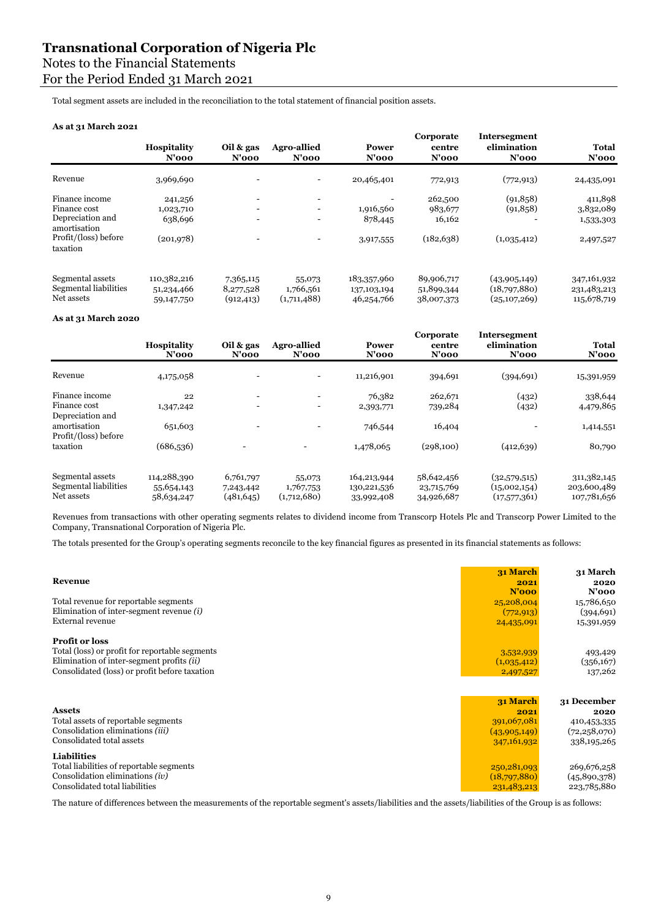Total segment assets are included in the reconciliation to the total statement of financial position assets.

**As at 31 March 2021**

| | Hospitality N'000 | Oil & gas N'000 | Agro-allied N'000 | Power N'000 | Corporate centre N'000 | Intersegment elimination N'000 | Total N'000 |
|---|---|---|---|---|---|---|---|
| Revenue | 3,969,690 | - | - | 20,465,401 | 772,913 | (772,913) | 24,435,091 |
| Finance income | 241,256 | - | - | - | 262,500 | (91,858) | 411,898 |
| Finance cost | 1,023,710 | - | - | 1,916,560 | 983,677 | (91,858) | 3,832,089 |
| Depreciation and amortisation | 638,696 | - | - | 878,445 | 16,162 | - | 1,533,303 |
| Profit/(loss) before taxation | (201,978) | - | - | 3,917,555 | (182,638) | (1,035,412) | 2,497,527 |
| Segmental assets | 110,382,216 | 7,365,115 | 55,073 | 183,357,960 | 89,906,717 | (43,905,149) | 347,161,932 |
| Segmental liabilities | 51,234,466 | 8,277,528 | 1,766,561 | 137,103,194 | 51,899,344 | (18,797,880) | 231,483,213 |
| Net assets | 59,147,750 | (912,413) | (1,711,488) | 46,254,766 | 38,007,373 | (25,107,269) | 115,678,719 |

**As at 31 March 2020**

| | Hospitality N'000 | Oil & gas N'000 | Agro-allied N'000 | Power N'000 | Corporate centre N'000 | Intersegment elimination N'000 | Total N'000 |
|---|---|---|---|---|---|---|---|
| Revenue | 4,175,058 | - | - | 11,216,901 | 394,691 | (394,691) | 15,391,959 |
| Finance income | 22 | - | - | 76,382 | 262,671 | (432) | 338,644 |
| Finance cost | 1,347,242 | - | - | 2,393,771 | 739,284 | (432) | 4,479,865 |
| Depreciation and amortisation | 651,603 | - | - | 746,544 | 16,404 | - | 1,414,551 |
| Profit/(loss) before taxation | (686,536) | - | - | 1,478,065 | (298,100) | (412,639) | 80,790 |
| Segmental assets | 114,288,390 | 6,761,797 | 55,073 | 164,213,944 | 58,642,456 | (32,579,515) | 311,382,145 |
| Segmental liabilities | 55,654,143 | 7,243,442 | 1,767,753 | 130,221,536 | 23,715,769 | (15,002,154) | 203,600,489 |
| Net assets | 58,634,247 | (481,645) | (1,712,680) | 33,992,408 | 34,926,687 | (17,577,361) | 107,781,656 |

Revenues from transactions with other operating segments relates to dividend income from Transcorp Hotels Plc and Transcorp Power Limited to the Company, Transnational Corporation of Nigeria Plc.

The totals presented for the Group's operating segments reconcile to the key financial figures as presented in its financial statements as follows:

| **Revenue** | 31 March 2021 N'000 | 31 March 2020 N'000 |
|---|---|---|
| Total revenue for reportable segments | 25,208,004 | 15,786,650 |
| Elimination of inter-segment revenue *(i)* | (772,913) | (394,691) |
| External revenue | 24,435,091 | 15,391,959 |
| **Profit or loss** | | |
| Total (loss) or profit for reportable segments | 3,532,939 | 493,429 |
| Elimination of inter-segment profits *(ii)* | (1,035,412) | (356,167) |
| Consolidated (loss) or profit before taxation | 2,497,527 | 137,262 |

| | 31 March 2021 | 31 December 2020 |
|---|---|---|
| **Assets** | | |
| Total assets of reportable segments | 391,067,081 | 410,453,335 |
| Consolidation eliminations *(iii)* | (43,905,149) | (72,258,070) |
| Consolidated total assets | 347,161,932 | 338,195,265 |
| **Liabilities** | | |
| Total liabilities of reportable segments | 250,281,093 | 269,676,258 |
| Consolidation eliminations *(iv)* | (18,797,880) | (45,890,378) |
| Consolidated total liabilities | 231,483,213 | 223,785,880 |

The nature of differences between the measurements of the reportable segment's assets/liabilities and the assets/liabilities of the Group is as follows: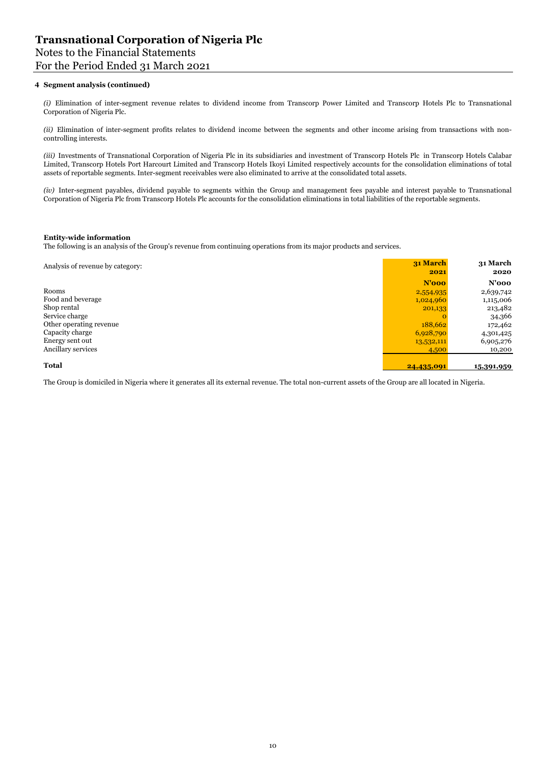**4 Segment analysis (continued)**

*(i)* Elimination of inter-segment revenue relates to dividend income from Transcorp Power Limited and Transcorp Hotels Plc to Transnational Corporation of Nigeria Plc.

*(ii)* Elimination of inter-segment profits relates to dividend income between the segments and other income arising from transactions with non-controlling interests.

*(iii)* Investments of Transnational Corporation of Nigeria Plc in its subsidiaries and investment of Transcorp Hotels Plc in Transcorp Hotels Calabar Limited, Transcorp Hotels Port Harcourt Limited and Transcorp Hotels Ikoyi Limited respectively accounts for the consolidation eliminations of total assets of reportable segments. Inter-segment receivables were also eliminated to arrive at the consolidated total assets.

*(iv)* Inter-segment payables, dividend payable to segments within the Group and management fees payable and interest payable to Transnational Corporation of Nigeria Plc from Transcorp Hotels Plc accounts for the consolidation eliminations in total liabilities of the reportable segments.

**Entity-wide information**

The following is an analysis of the Group's revenue from continuing operations from its major products and services.

| Analysis of revenue by category: | 31 March 2021 | 31 March 2020 |
|---|---|---|
| | N'000 | N'000 |
| Rooms | 2,554,935 | 2,639,742 |
| Food and beverage | 1,024,960 | 1,115,006 |
| Shop rental | 201,133 | 213,482 |
| Service charge | 0 | 34,366 |
| Other operating revenue | 188,662 | 172,462 |
| Capacity charge | 6,928,790 | 4,301,425 |
| Energy sent out | 13,532,111 | 6,905,276 |
| Ancillary services | 4,500 | 10,200 |
| **Total** | **24,435,091** | **15,391,959** |

The Group is domiciled in Nigeria where it generates all its external revenue. The total non-current assets of the Group are all located in Nigeria.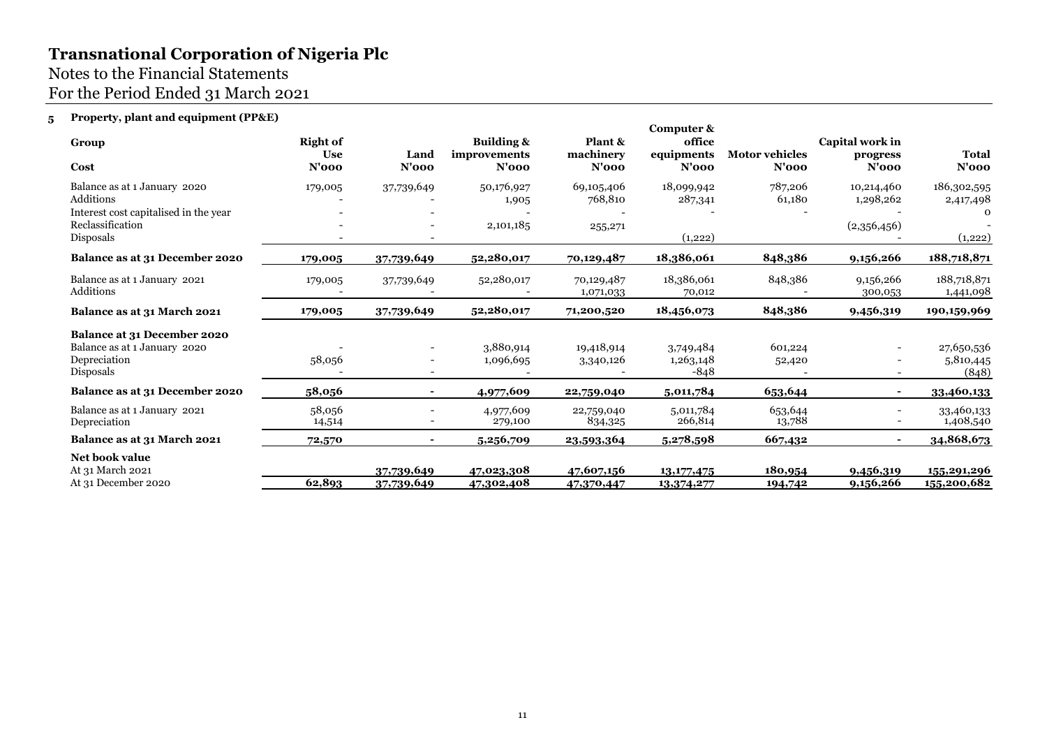# Transnational Corporation of Nigeria Plc

## Notes to the Financial Statements

## For the Period Ended 31 March 2021

### 5 Property, plant and equipment (PP&E)

| Group<br><br>Cost | Right of Use<br>N'000 | Land<br>N'000 | Building & improvements<br>N'000 | Plant & machinery<br>N'000 | Computer & office equipments<br>N'000 | Motor vehicles<br>N'000 | Capital work in progress<br>N'000 | Total<br>N'000 |
|---|---|---|---|---|---|---|---|---|
| Balance as at 1 January 2020 | 179,005 | 37,739,649 | 50,176,927 | 69,105,406 | 18,099,942 | 787,206 | 10,214,460 | 186,302,595 |
| Additions | - | - | 1,905 | 768,810 | 287,341 | 61,180 | 1,298,262 | 2,417,498 |
| Interest cost capitalised in the year | - | - | - | - | - | - | - | 0 |
| Reclassification | - | - | 2,101,185 | 255,271 | | | (2,356,456) | - |
| Disposals | - | - | | | (1,222) | | - | (1,222) |
| **Balance as at 31 December 2020** | **179,005** | **37,739,649** | **52,280,017** | **70,129,487** | **18,386,061** | **848,386** | **9,156,266** | **188,718,871** |
| Balance as at 1 January 2021 | 179,005 | 37,739,649 | 52,280,017 | 70,129,487 | 18,386,061 | 848,386 | 9,156,266 | 188,718,871 |
| Additions | - | - | - | 1,071,033 | 70,012 | - | 300,053 | 1,441,098 |
| **Balance as at 31 March 2021** | **179,005** | **37,739,649** | **52,280,017** | **71,200,520** | **18,456,073** | **848,386** | **9,456,319** | **190,159,969** |
| **Balance at 31 December 2020** | | | | | | | | |
| Balance as at 1 January 2020 | - | - | 3,880,914 | 19,418,914 | 3,749,484 | 601,224 | - | 27,650,536 |
| Depreciation | 58,056 | - | 1,096,695 | 3,340,126 | 1,263,148 | 52,420 | - | 5,810,445 |
| Disposals | - | - | - | - | -848 | - | - | (848) |
| **Balance as at 31 December 2020** | **58,056** | **-** | **4,977,609** | **22,759,040** | **5,011,784** | **653,644** | **-** | **33,460,133** |
| Balance as at 1 January 2021 | 58,056 | - | 4,977,609 | 22,759,040 | 5,011,784 | 653,644 | - | 33,460,133 |
| Depreciation | 14,514 | - | 279,100 | 834,325 | 266,814 | 13,788 | - | 1,408,540 |
| **Balance as at 31 March 2021** | **72,570** | **-** | **5,256,709** | **23,593,364** | **5,278,598** | **667,432** | **-** | **34,868,673** |
| **Net book value** | | | | | | | | |
| At 31 March 2021 | | 37,739,649 | 47,023,308 | 47,607,156 | 13,177,475 | 180,954 | 9,456,319 | 155,291,296 |
| At 31 December 2020 | 62,893 | 37,739,649 | 47,302,408 | 47,370,447 | 13,374,277 | 194,742 | 9,156,266 | 155,200,682 |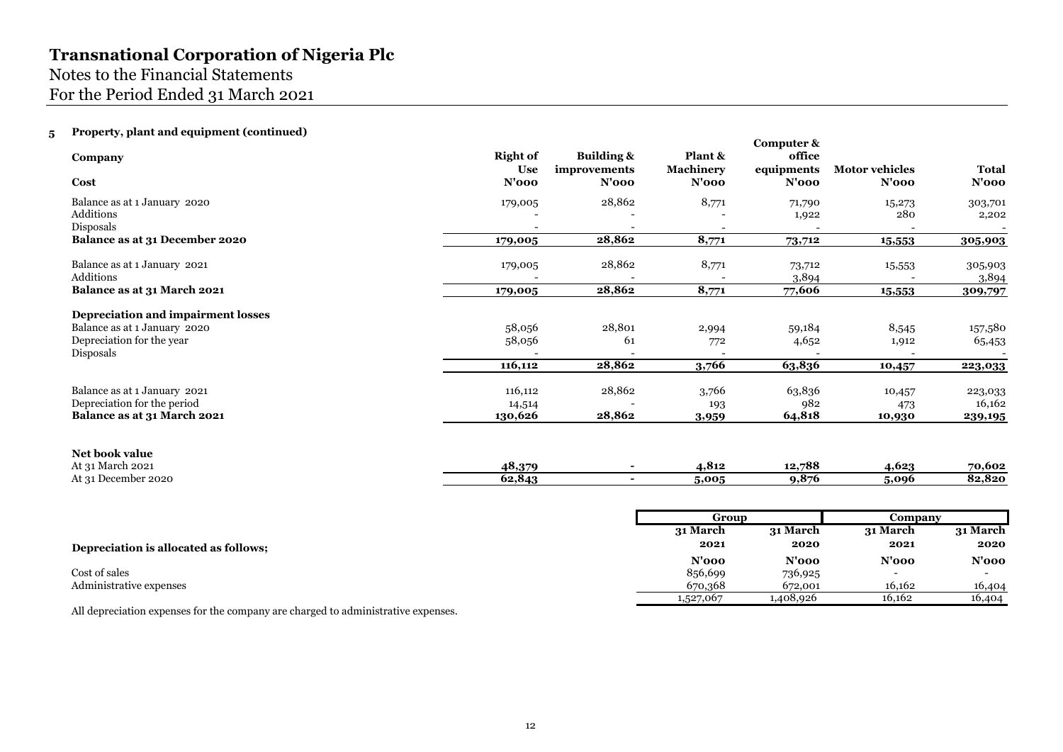# Transnational Corporation of Nigeria Plc

Notes to the Financial Statements

For the Period Ended 31 March 2021

## 5 Property, plant and equipment (continued)

| Company | Right of Use | Building & improvements | Plant & Machinery | Computer & office equipments | Motor vehicles | Total |
|---|---|---|---|---|---|---|
| **Cost** | **N'000** | **N'000** | **N'000** | **N'000** | **N'000** | **N'000** |
| Balance as at 1 January 2020 | 179,005 | 28,862 | 8,771 | 71,790 | 15,273 | 303,701 |
| Additions | - | - | - | 1,922 | 280 | 2,202 |
| Disposals | - | - | - | - | - | - |
| **Balance as at 31 December 2020** | **179,005** | **28,862** | **8,771** | **73,712** | **15,553** | **305,903** |
| Balance as at 1 January 2021 | 179,005 | 28,862 | 8,771 | 73,712 | 15,553 | 305,903 |
| Additions | - | - | - | 3,894 | - | 3,894 |
| **Balance as at 31 March 2021** | **179,005** | **28,862** | **8,771** | **77,606** | **15,553** | **309,797** |
| **Depreciation and impairment losses** | | | | | | |
| Balance as at 1 January 2020 | 58,056 | 28,801 | 2,994 | 59,184 | 8,545 | 157,580 |
| Depreciation for the year | 58,056 | 61 | 772 | 4,652 | 1,912 | 65,453 |
| Disposals | - | - | - | - | - | - |
| | **116,112** | **28,862** | **3,766** | **63,836** | **10,457** | **223,033** |
| Balance as at 1 January 2021 | 116,112 | 28,862 | 3,766 | 63,836 | 10,457 | 223,033 |
| Depreciation for the period | 14,514 | - | 193 | 982 | 473 | 16,162 |
| **Balance as at 31 March 2021** | **130,626** | **28,862** | **3,959** | **64,818** | **10,930** | **239,195** |
| **Net book value** | | | | | | |
| At 31 March 2021 | **48,379** | **-** | **4,812** | **12,788** | **4,623** | **70,602** |
| At 31 December 2020 | **62,843** | **-** | **5,005** | **9,876** | **5,096** | **82,820** |

| Depreciation is allocated as follows; | Group | | Company | |
|---|---|---|---|---|
| | **31 March 2021** | **31 March 2020** | **31 March 2021** | **31 March 2020** |
| | **N'000** | **N'000** | **N'000** | **N'000** |
| Cost of sales | 856,699 | 736,925 | - | - |
| Administrative expenses | 670,368 | 672,001 | 16,162 | 16,404 |
| | 1,527,067 | 1,408,926 | 16,162 | 16,404 |

All depreciation expenses for the company are charged to administrative expenses.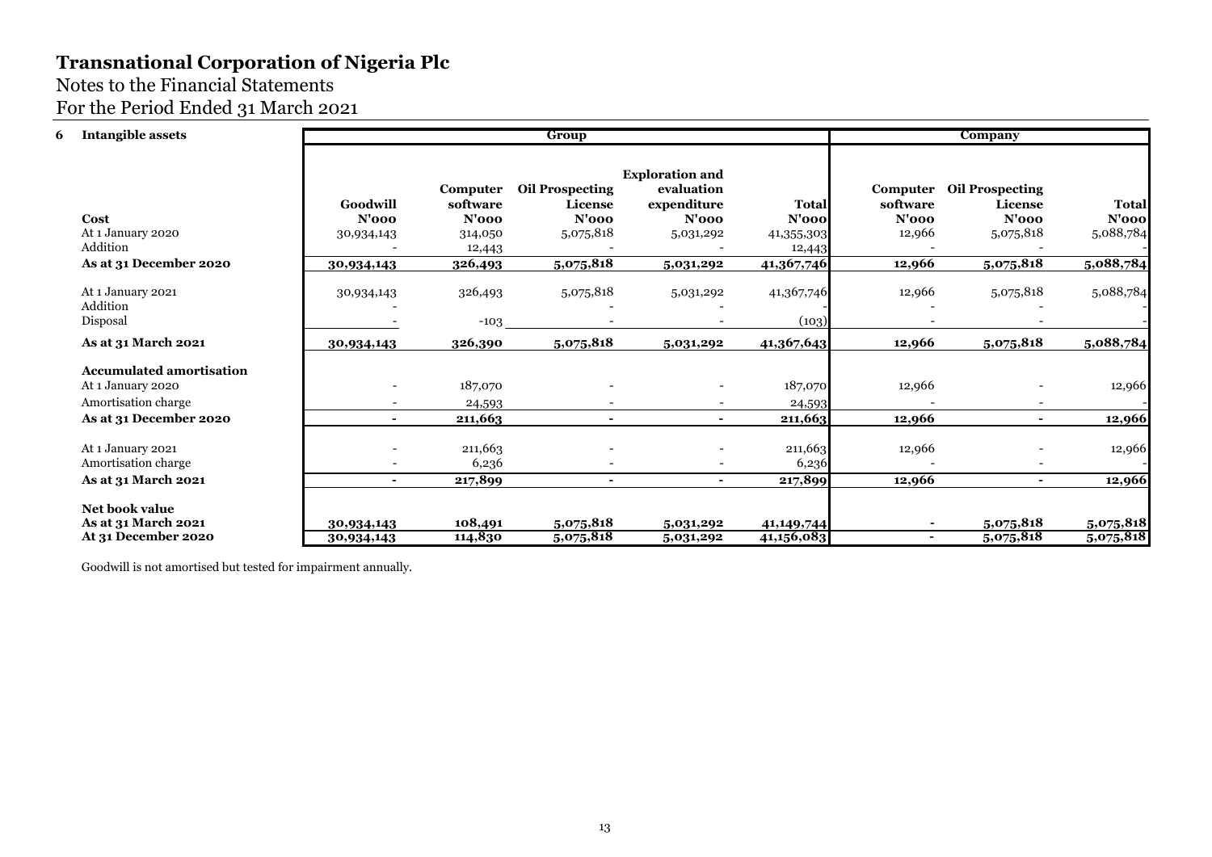# Transnational Corporation of Nigeria Plc

## Notes to the Financial Statements

## For the Period Ended 31 March 2021

### 6 Intangible assets

| | Group | | | | | Company | | |
|---|---|---|---|---|---|---|---|---|
| | Goodwill | Computer software | Oil Prospecting License | Exploration and evaluation expenditure | Total | Computer software | Oil Prospecting License | Total |
| **Cost** | N'000 | N'000 | N'000 | N'000 | N'000 | N'000 | N'000 | N'000 |
| At 1 January 2020 | 30,934,143 | 314,050 | 5,075,818 | 5,031,292 | 41,355,303 | 12,966 | 5,075,818 | 5,088,784 |
| Addition | - | 12,443 | - | - | 12,443 | - | - | - |
| **As at 31 December 2020** | **30,934,143** | **326,493** | **5,075,818** | **5,031,292** | **41,367,746** | **12,966** | **5,075,818** | **5,088,784** |
| At 1 January 2021 | 30,934,143 | 326,493 | 5,075,818 | 5,031,292 | 41,367,746 | 12,966 | 5,075,818 | 5,088,784 |
| Addition | - | | - | - | - | - | - | - |
| Disposal | - | -103 | - | - | (103) | - | - | - |
| **As at 31 March 2021** | **30,934,143** | **326,390** | **5,075,818** | **5,031,292** | **41,367,643** | **12,966** | **5,075,818** | **5,088,784** |
| **Accumulated amortisation** | | | | | | | | |
| At 1 January 2020 | - | 187,070 | - | - | 187,070 | 12,966 | - | 12,966 |
| Amortisation charge | - | 24,593 | - | - | 24,593 | - | - | - |
| **As at 31 December 2020** | **-** | **211,663** | **-** | **-** | **211,663** | **12,966** | **-** | **12,966** |
| At 1 January 2021 | - | 211,663 | - | - | 211,663 | 12,966 | - | 12,966 |
| Amortisation charge | - | 6,236 | - | - | 6,236 | - | - | - |
| **As at 31 March 2021** | **-** | **217,899** | **-** | **-** | **217,899** | **12,966** | **-** | **12,966** |
| **Net book value** | | | | | | | | |
| **As at 31 March 2021** | **30,934,143** | **108,491** | **5,075,818** | **5,031,292** | **41,149,744** | **-** | **5,075,818** | **5,075,818** |
| **At 31 December 2020** | **30,934,143** | **114,830** | **5,075,818** | **5,031,292** | **41,156,083** | **-** | **5,075,818** | **5,075,818** |

Goodwill is not amortised but tested for impairment annually.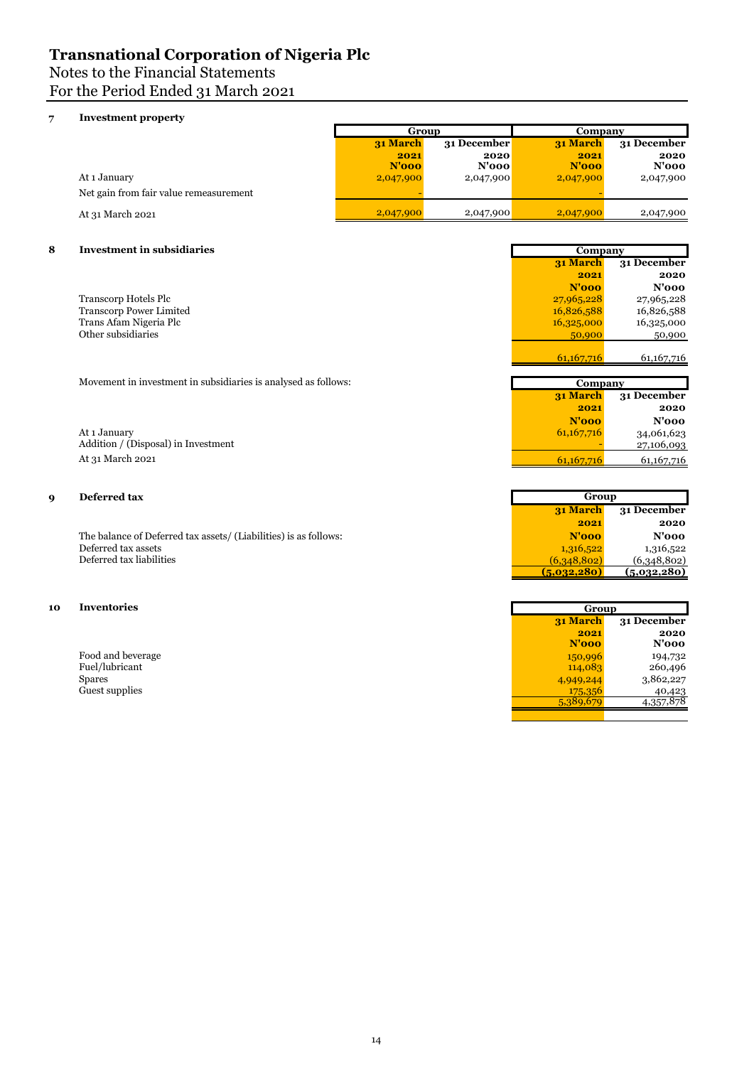# Transnational Corporation of Nigeria Plc

Notes to the Financial Statements
For the Period Ended 31 March 2021

## 7 Investment property

| | Group | | Company | |
|---|---|---|---|---|
| | 31 March 2021 N'000 | 31 December 2020 N'000 | 31 March 2021 N'000 | 31 December 2020 N'000 |
| At 1 January | 2,047,900 | 2,047,900 | 2,047,900 | 2,047,900 |
| Net gain from fair value remeasurement | - | | - | |
| At 31 March 2021 | 2,047,900 | 2,047,900 | 2,047,900 | 2,047,900 |

## 8 Investment in subsidiaries

| | Company | |
|---|---|---|
| | 31 March 2021 N'000 | 31 December 2020 N'000 |
| Transcorp Hotels Plc | 27,965,228 | 27,965,228 |
| Transcorp Power Limited | 16,826,588 | 16,826,588 |
| Trans Afam Nigeria Plc | 16,325,000 | 16,325,000 |
| Other subsidiaries | 50,900 | 50,900 |
| | 61,167,716 | 61,167,716 |

Movement in investment in subsidiaries is analysed as follows:

| | Company | |
|---|---|---|
| | 31 March 2021 N'000 | 31 December 2020 N'000 |
| At 1 January | 61,167,716 | 34,061,623 |
| Addition / (Disposal) in Investment | - | 27,106,093 |
| At 31 March 2021 | 61,167,716 | 61,167,716 |

## 9 Deferred tax

| | Group | |
|---|---|---|
| | 31 March 2021 N'000 | 31 December 2020 N'000 |
| The balance of Deferred tax assets/ (Liabilities) is as follows: | | |
| Deferred tax assets | 1,316,522 | 1,316,522 |
| Deferred tax liabilities | (6,348,802) | (6,348,802) |
| | **(5,032,280)** | **(5,032,280)** |

## 10 Inventories

| | Group | |
|---|---|---|
| | 31 March 2021 N'000 | 31 December 2020 N'000 |
| Food and beverage | 150,996 | 194,732 |
| Fuel/lubricant | 114,083 | 260,496 |
| Spares | 4,949,244 | 3,862,227 |
| Guest supplies | 175,356 | 40,423 |
| | 5,389,679 | 4,357,878 |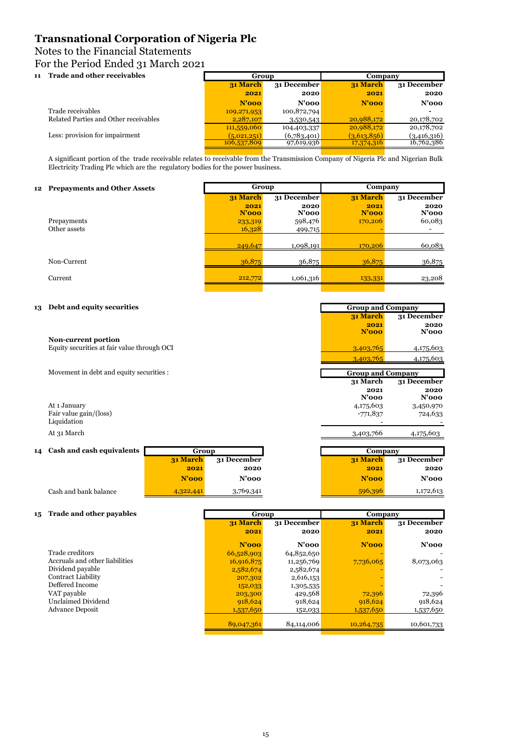# Transnational Corporation of Nigeria Plc

## Notes to the Financial Statements

## For the Period Ended 31 March 2021

### 11 Trade and other receivables

| | Group | | Company | |
|---|---|---|---|---|
| | 31 March 2021 | 31 December 2020 | 31 March 2021 | 31 December 2020 |
| | N'000 | N'000 | N'000 | N'000 |
| Trade receivables | 109,271,953 | 100,872,794 | - | - |
| Related Parties and Other receivables | 2,287,107 | 3,530,543 | 20,988,172 | 20,178,702 |
| | 111,559,060 | 104,403,337 | 20,988,172 | 20,178,702 |
| Less: provision for impairment | (5,021,251) | (6,783,401) | (3,613,856) | (3,416,316) |
| | 106,537,809 | 97,619,936 | 17,374,316 | 16,762,386 |

A significant portion of the trade receivable relates to receivable from the Transmission Company of Nigeria Plc and Nigerian Bulk Electricity Trading Plc which are the regulatory bodies for the power business.

### 12 Prepayments and Other Assets

| | Group | | Company | |
|---|---|---|---|---|
| | 31 March 2021 | 31 December 2020 | 31 March 2021 | 31 December 2020 |
| | N'000 | N'000 | N'000 | N'000 |
| Prepayments | 233,319 | 598,476 | 170,206 | 60,083 |
| Other assets | 16,328 | 499,715 | - | - |
| | 249,647 | 1,098,191 | 170,206 | 60,083 |
| Non-Current | 36,875 | 36,875 | 36,875 | 36,875 |
| Current | 212,772 | 1,061,316 | 133,331 | 23,208 |

### 13 Debt and equity securities

| | Group and Company | |
|---|---|---|
| | 31 March 2021 | 31 December 2020 |
| | N'000 | N'000 |
| **Non-current portion** | | |
| Equity securities at fair value through OCI | 3,403,765 | 4,175,603 |
| | 3,403,765 | 4,175,603 |

Movement in debt and equity securities :

| | Group and Company | |
|---|---|---|
| | 31 March 2021 | 31 December 2020 |
| | N'000 | N'000 |
| At 1 January | 4,175,603 | 3,450,970 |
| Fair value gain/(loss) | -771,837 | 724,633 |
| Liquidation | - | - |
| At 31 March | 3,403,766 | 4,175,603 |

### 14 Cash and cash equivalents

| | Group | | Company | |
|---|---|---|---|---|
| | 31 March 2021 | 31 December 2020 | 31 March 2021 | 31 December 2020 |
| | N'000 | N'000 | N'000 | N'000 |
| Cash and bank balance | 4,322,441 | 3,769,341 | 596,396 | 1,172,613 |

### 15 Trade and other payables

| | Group | | Company | |
|---|---|---|---|---|
| | 31 March 2021 | 31 December 2020 | 31 March 2021 | 31 December 2020 |
| | N'000 | N'000 | N'000 | N'000 |
| Trade creditors | 66,528,903 | 64,852,650 | - | - |
| Accruals and other liabilities | 16,916,875 | 11,256,769 | 7,736,065 | 8,073,063 |
| Dividend payable | 2,582,674 | 2,582,674 | - | - |
| Contract Liability | 207,302 | 2,616,153 | - | - |
| Deffered Income | 152,033 | 1,305,535 | - | - |
| VAT payable | 203,300 | 429,568 | 72,396 | 72,396 |
| Unclaimed Dividend | 918,624 | 918,624 | 918,624 | 918,624 |
| Advance Deposit | 1,537,650 | 152,033 | 1,537,650 | 1,537,650 |
| | 89,047,361 | 84,114,006 | 10,264,735 | 10,601,733 |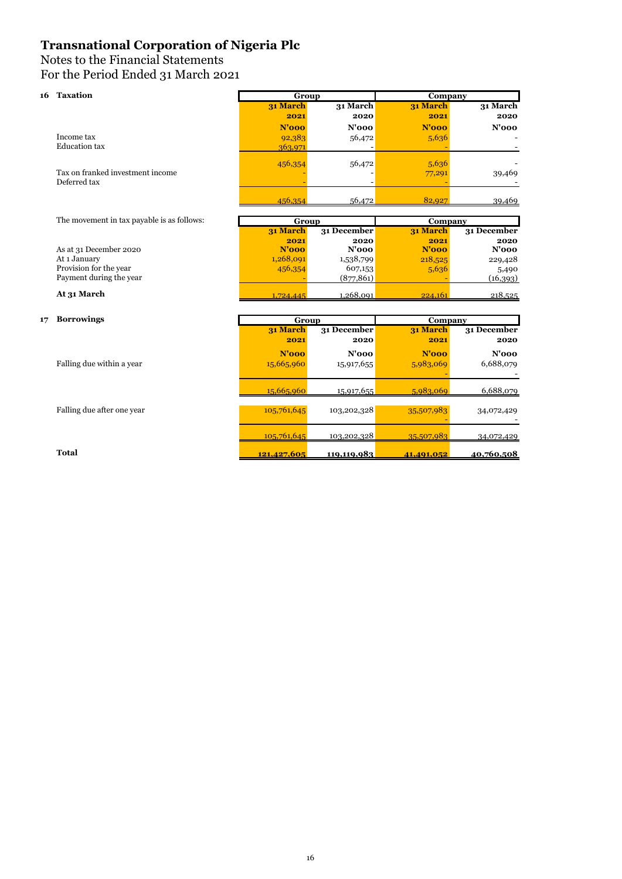# Transnational Corporation of Nigeria Plc

Notes to the Financial Statements
For the Period Ended 31 March 2021

## 16 Taxation

| | Group | | Company | |
|---|---|---|---|---|
| | 31 March 2021 | 31 March 2020 | 31 March 2021 | 31 March 2020 |
| | N'000 | N'000 | N'000 | N'000 |
| Income tax | 92,383 | 56,472 | 5,636 | - |
| Education tax | 363,971 | - | - | - |
| | 456,354 | 56,472 | 5,636 | - |
| Tax on franked investment income | - | - | 77,291 | 39,469 |
| Deferred tax | - | - | - | - |
| | 456,354 | 56,472 | 82,927 | 39,469 |

The movement in tax payable is as follows:

| | Group | | Company | |
|---|---|---|---|---|
| | 31 March 2021 | 31 December 2020 | 31 March 2021 | 31 December 2020 |
| As at 31 December 2020 | N'000 | N'000 | N'000 | N'000 |
| At 1 January | 1,268,091 | 1,538,799 | 218,525 | 229,428 |
| Provision for the year | 456,354 | 607,153 | 5,636 | 5,490 |
| Payment during the year | - | (877,861) | - | (16,393) |
| **At 31 March** | 1,724,445 | 1,268,091 | 224,161 | 218,525 |

## 17 Borrowings

| | Group | | Company | |
|---|---|---|---|---|
| | 31 March 2021 | 31 December 2020 | 31 March 2021 | 31 December 2020 |
| | N'000 | N'000 | N'000 | N'000 |
| Falling due within a year | 15,665,960 | 15,917,655 | 5,983,069 | 6,688,079 |
| | | | - | - |
| | 15,665,960 | 15,917,655 | 5,983,069 | 6,688,079 |
| Falling due after one year | 105,761,645 | 103,202,328 | 35,507,983 | 34,072,429 |
| | | | - | - |
| | 105,761,645 | 103,202,328 | 35,507,983 | 34,072,429 |
| **Total** | **121,427,605** | **119,119,983** | **41,491,052** | **40,760,508** |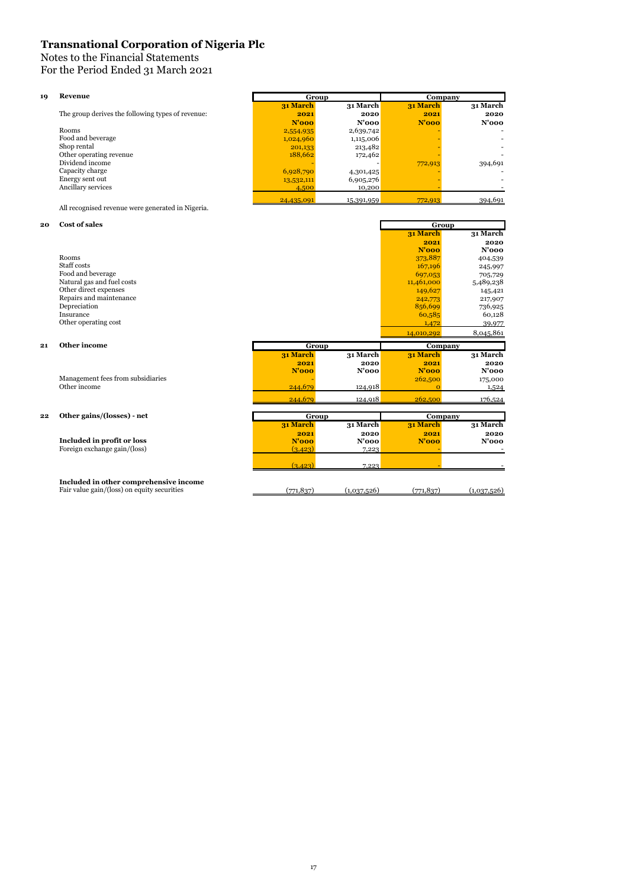# Transnational Corporation of Nigeria Plc

Notes to the Financial Statements
For the Period Ended 31 March 2021

## 19 Revenue

| | Group | | Company | |
|---|---|---|---|---|
| The group derives the following types of revenue: | 31 March 2021 N'000 | 31 March 2020 N'000 | 31 March 2021 N'000 | 31 March 2020 N'000 |
| Rooms | 2,554,935 | 2,639,742 | - | - |
| Food and beverage | 1,024,960 | 1,115,006 | - | - |
| Shop rental | 201,133 | 213,482 | - | - |
| Other operating revenue | 188,662 | 172,462 | - | - |
| Dividend income | - | - | 772,913 | 394,691 |
| Capacity charge | 6,928,790 | 4,301,425 | - | - |
| Energy sent out | 13,532,111 | 6,905,276 | - | - |
| Ancillary services | 4,500 | 10,200 | - | - |
| | 24,435,091 | 15,391,959 | 772,913 | 394,691 |

All recognised revenue were generated in Nigeria.

## 20 Cost of sales

| | Group | |
|---|---|---|
| | 31 March 2021 N'000 | 31 March 2020 N'000 |
| Rooms | 373,887 | 404,539 |
| Staff costs | 167,196 | 245,997 |
| Food and beverage | 697,053 | 705,729 |
| Natural gas and fuel costs | 11,461,000 | 5,489,238 |
| Other direct expenses | 149,627 | 145,421 |
| Repairs and maintenance | 242,773 | 217,907 |
| Depreciation | 856,699 | 736,925 |
| Insurance | 60,585 | 60,128 |
| Other operating cost | 1,472 | 39,977 |
| | 14,010,292 | 8,045,861 |

## 21 Other income

| | Group | | Company | |
|---|---|---|---|---|
| | 31 March 2021 N'000 | 31 March 2020 N'000 | 31 March 2021 N'000 | 31 March 2020 N'000 |
| Management fees from subsidiaries | - | | 262,500 | 175,000 |
| Other income | 244,679 | 124,918 | 0 | 1,524 |
| | 244,679 | 124,918 | 262,500 | 176,524 |

## 22 Other gains/(losses) - net

| | Group | | Company | |
|---|---|---|---|---|
| | 31 March 2021 | 31 March 2020 | 31 March 2021 | 31 March 2020 |
| **Included in profit or loss** | N'000 | N'000 | N'000 | N'000 |
| Foreign exchange gain/(loss) | (3,423) | 7,223 | - | - |
| | (3,423) | 7,223 | - | - |
| **Included in other comprehensive income** | | | | |
| Fair value gain/(loss) on equity securities | (771,837) | (1,037,526) | (771,837) | (1,037,526) |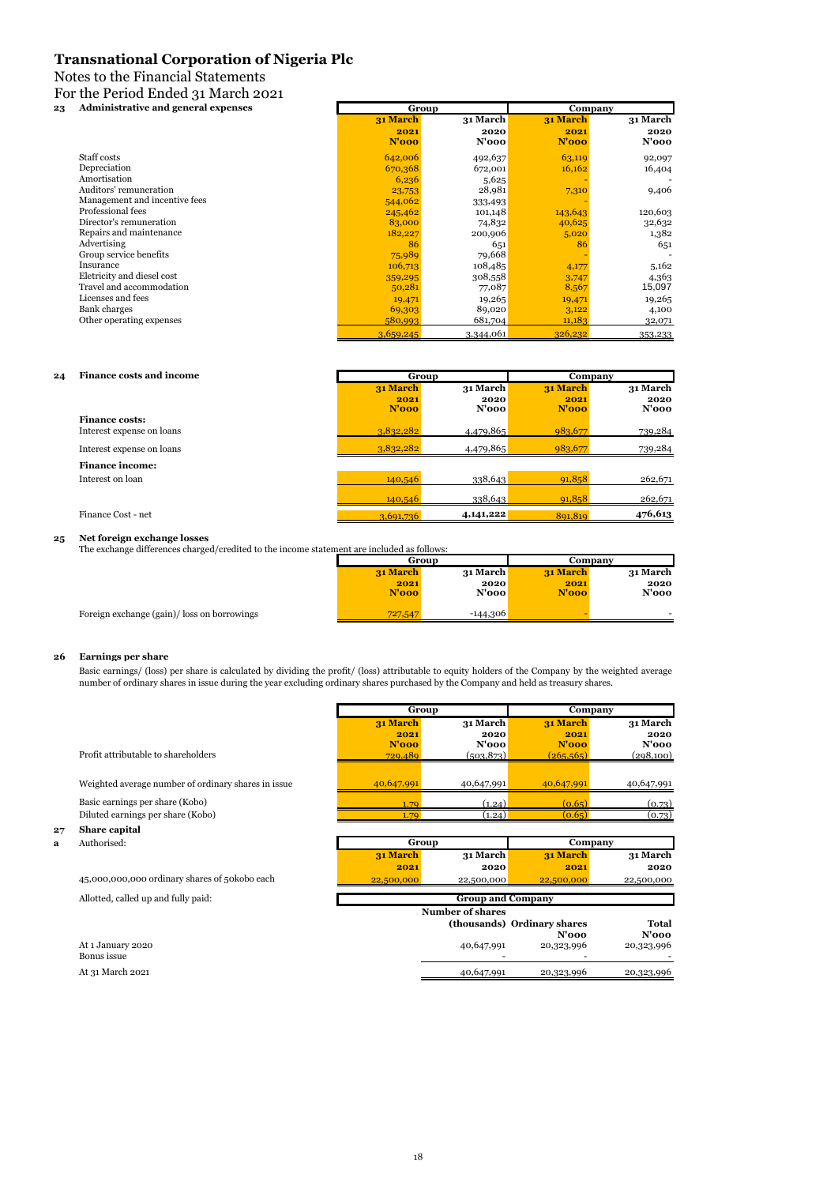# Transnational Corporation of Nigeria Plc

Notes to the Financial Statements

For the Period Ended 31 March 2021

### 23 Administrative and general expenses

| | Group | | Company | |
|---|---|---|---|---|
| | 31 March 2021 N'000 | 31 March 2020 N'000 | 31 March 2021 N'000 | 31 March 2020 N'000 |
| Staff costs | 642,006 | 492,637 | 63,119 | 92,097 |
| Depreciation | 670,368 | 672,001 | 16,162 | 16,404 |
| Amortisation | 6,236 | 5,625 | - | - |
| Auditors' remuneration | 23,753 | 28,981 | 7,310 | 9,406 |
| Management and incentive fees | 544,062 | 333,493 | - | |
| Professional fees | 245,462 | 101,148 | 143,643 | 120,603 |
| Director's remuneration | 83,000 | 74,832 | 40,625 | 32,632 |
| Repairs and maintenance | 182,227 | 200,906 | 5,020 | 1,382 |
| Advertising | 86 | 651 | 86 | 651 |
| Group service benefits | 75,989 | 79,668 | - | - |
| Insurance | 106,713 | 108,485 | 4,177 | 5,162 |
| Eletricity and diesel cost | 359,295 | 308,558 | 3,747 | 4,363 |
| Travel and accommodation | 50,281 | 77,087 | 8,567 | 15,097 |
| Licenses and fees | 19,471 | 19,265 | 19,471 | 19,265 |
| Bank charges | 69,303 | 89,020 | 3,122 | 4,100 |
| Other operating expenses | 580,993 | 681,704 | 11,183 | 32,071 |
| | 3,659,245 | 3,344,061 | 326,232 | 353,233 |

### 24 Finance costs and income

| | Group | | Company | |
|---|---|---|---|---|
| | 31 March 2021 N'000 | 31 March 2020 N'000 | 31 March 2021 N'000 | 31 March 2020 N'000 |
| **Finance costs:** | | | | |
| Interest expense on loans | 3,832,282 | 4,479,865 | 983,677 | 739,284 |
| Interest expense on loans | 3,832,282 | 4,479,865 | 983,677 | 739,284 |
| **Finance income:** | | | | |
| Interest on loan | 140,546 | 338,643 | 91,858 | 262,671 |
| | 140,546 | 338,643 | 91,858 | 262,671 |
| Finance Cost - net | 3,691,736 | 4,141,222 | 891,819 | 476,613 |

### 25 Net foreign exchange losses

The exchange differences charged/credited to the income statement are included as follows:

| | Group | | Company | |
|---|---|---|---|---|
| | 31 March 2021 N'000 | 31 March 2020 N'000 | 31 March 2021 N'000 | 31 March 2020 N'000 |
| Foreign exchange (gain)/ loss on borrowings | 727,547 | -144,306 | - | - |

### 26 Earnings per share

Basic earnings/ (loss) per share is calculated by dividing the profit/ (loss) attributable to equity holders of the Company by the weighted average number of ordinary shares in issue during the year excluding ordinary shares purchased by the Company and held as treasury shares.

| | Group | | Company | |
|---|---|---|---|---|
| | 31 March 2021 N'000 | 31 March 2020 N'000 | 31 March 2021 N'000 | 31 March 2020 N'000 |
| Profit attributable to shareholders | 729,489 | (503,873) | (265,565) | (298,100) |
| Weighted average number of ordinary shares in issue | 40,647,991 | 40,647,991 | 40,647,991 | 40,647,991 |
| Basic earnings per share (Kobo) | 1.79 | (1.24) | (0.65) | (0.73) |
| Diluted earnings per share (Kobo) | 1.79 | (1.24) | (0.65) | (0.73) |

### 27 Share capital

**a** Authorised:

| | Group | | Company | |
|---|---|---|---|---|
| | 31 March 2021 | 31 March 2020 | 31 March 2021 | 31 March 2020 |
| 45,000,000,000 ordinary shares of 50kobo each | 22,500,000 | 22,500,000 | 22,500,000 | 22,500,000 |

Allotted, called up and fully paid:

| | Group and Company | | |
|---|---|---|---|
| | Number of shares (thousands) | Ordinary shares N'000 | Total N'000 |
| At 1 January 2020 | 40,647,991 | 20,323,996 | 20,323,996 |
| Bonus issue | - | - | - |
| At 31 March 2021 | 40,647,991 | 20,323,996 | 20,323,996 |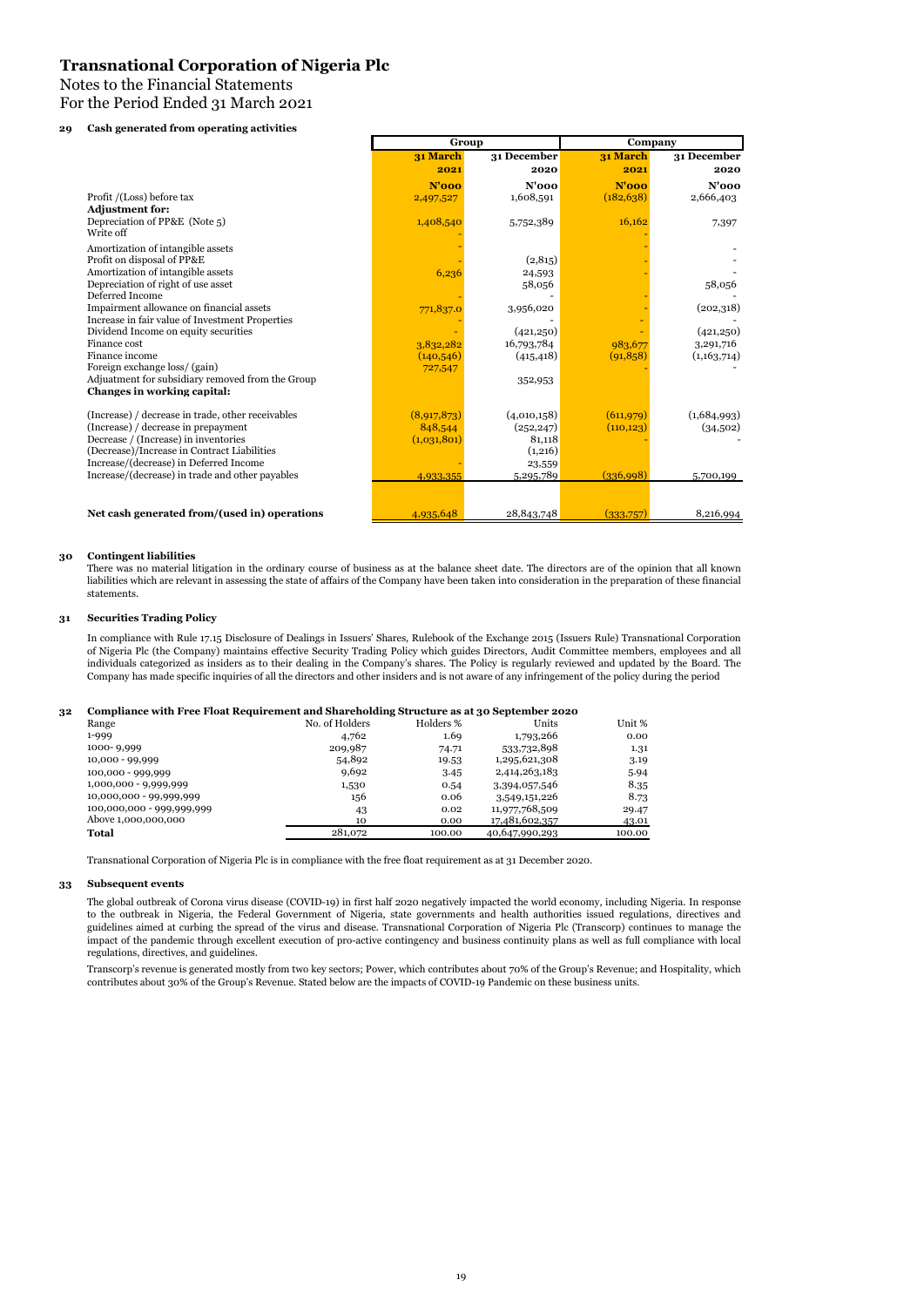# Transnational Corporation of Nigeria Plc

Notes to the Financial Statements
For the Period Ended 31 March 2021

### 29 Cash generated from operating activities

| | Group | | Company | |
|---|---|---|---|---|
| | 31 March 2021 | 31 December 2020 | 31 March 2021 | 31 December 2020 |
| | N'000 | N'000 | N'000 | N'000 |
| Profit /(Loss) before tax | 2,497,527 | 1,608,591 | (182,638) | 2,666,403 |
| **Adjustment for:** | | | | |
| Depreciation of PP&E (Note 5) | 1,408,540 | 5,752,389 | 16,162 | 7,397 |
| Write off | - | | - | |
| Amortization of intangible assets | - | | - | - |
| Profit on disposal of PP&E | - | (2,815) | - | - |
| Amortization of intangible assets | 6,236 | 24,593 | - | - |
| Depreciation of right of use asset | - | 58,056 | - | 58,056 |
| Deferred Income | - | - | - | - |
| Impairment allowance on financial assets | 771,837.0 | 3,956,020 | - | (202,318) |
| Increase in fair value of Investment Properties | - | - | - | - |
| Dividend Income on equity securities | - | (421,250) | - | (421,250) |
| Finance cost | 3,832,282 | 16,793,784 | 983,677 | 3,291,716 |
| Finance income | (140,546) | (415,418) | (91,858) | (1,163,714) |
| Foreign exchange loss/ (gain) | 727,547 | | - | - |
| Adjuatment for subsidiary removed from the Group | | 352,953 | | |
| **Changes in working capital:** | | | | |
| (Increase) / decrease in trade, other receivables | (8,917,873) | (4,010,158) | (611,979) | (1,684,993) |
| (Increase) / decrease in prepayment | 848,544 | (252,247) | (110,123) | (34,502) |
| Decrease / (Increase) in inventories | (1,031,801) | 81,118 | - | - |
| (Decrease)/Increase in Contract Liabilities | | (1,216) | | |
| Increase/(decrease) in Deferred Income | - | 23,559 | | |
| Increase/(decrease) in trade and other payables | 4,933,355 | 5,295,789 | (336,998) | 5,700,199 |
| **Net cash generated from/(used in) operations** | 4,935,648 | 28,843,748 | (333,757) | 8,216,994 |

### 30 Contingent liabilities

There was no material litigation in the ordinary course of business as at the balance sheet date. The directors are of the opinion that all known liabilities which are relevant in assessing the state of affairs of the Company have been taken into consideration in the preparation of these financial statements.

### 31 Securities Trading Policy

In compliance with Rule 17.15 Disclosure of Dealings in Issuers' Shares, Rulebook of the Exchange 2015 (Issuers Rule) Transnational Corporation of Nigeria Plc (the Company) maintains effective Security Trading Policy which guides Directors, Audit Committee members, employees and all individuals categorized as insiders as to their dealing in the Company's shares. The Policy is regularly reviewed and updated by the Board. The Company has made specific inquiries of all the directors and other insiders and is not aware of any infringement of the policy during the period

### 32 Compliance with Free Float Requirement and Shareholding Structure as at 30 September 2020

| Range | No. of Holders | Holders % | Units | Unit % |
|---|---|---|---|---|
| 1-999 | 4,762 | 1.69 | 1,793,266 | 0.00 |
| 1000- 9,999 | 209,987 | 74.71 | 533,732,898 | 1.31 |
| 10,000 - 99,999 | 54,892 | 19.53 | 1,295,621,308 | 3.19 |
| 100,000 - 999,999 | 9,692 | 3.45 | 2,414,263,183 | 5.94 |
| 1,000,000 - 9,999,999 | 1,530 | 0.54 | 3,394,057,546 | 8.35 |
| 10,000,000 - 99,999,999 | 156 | 0.06 | 3,549,151,226 | 8.73 |
| 100,000,000 - 999,999,999 | 43 | 0.02 | 11,977,768,509 | 29.47 |
| Above 1,000,000,000 | 10 | 0.00 | 17,481,602,357 | 43.01 |
| **Total** | 281,072 | 100.00 | 40,647,990,293 | 100.00 |

Transnational Corporation of Nigeria Plc is in compliance with the free float requirement as at 31 December 2020.

### 33 Subsequent events

The global outbreak of Corona virus disease (COVID-19) in first half 2020 negatively impacted the world economy, including Nigeria. In response to the outbreak in Nigeria, the Federal Government of Nigeria, state governments and health authorities issued regulations, directives and guidelines aimed at curbing the spread of the virus and disease. Transnational Corporation of Nigeria Plc (Transcorp) continues to manage the impact of the pandemic through excellent execution of pro-active contingency and business continuity plans as well as full compliance with local regulations, directives, and guidelines.

Transcorp's revenue is generated mostly from two key sectors; Power, which contributes about 70% of the Group's Revenue; and Hospitality, which contributes about 30% of the Group's Revenue. Stated below are the impacts of COVID-19 Pandemic on these business units.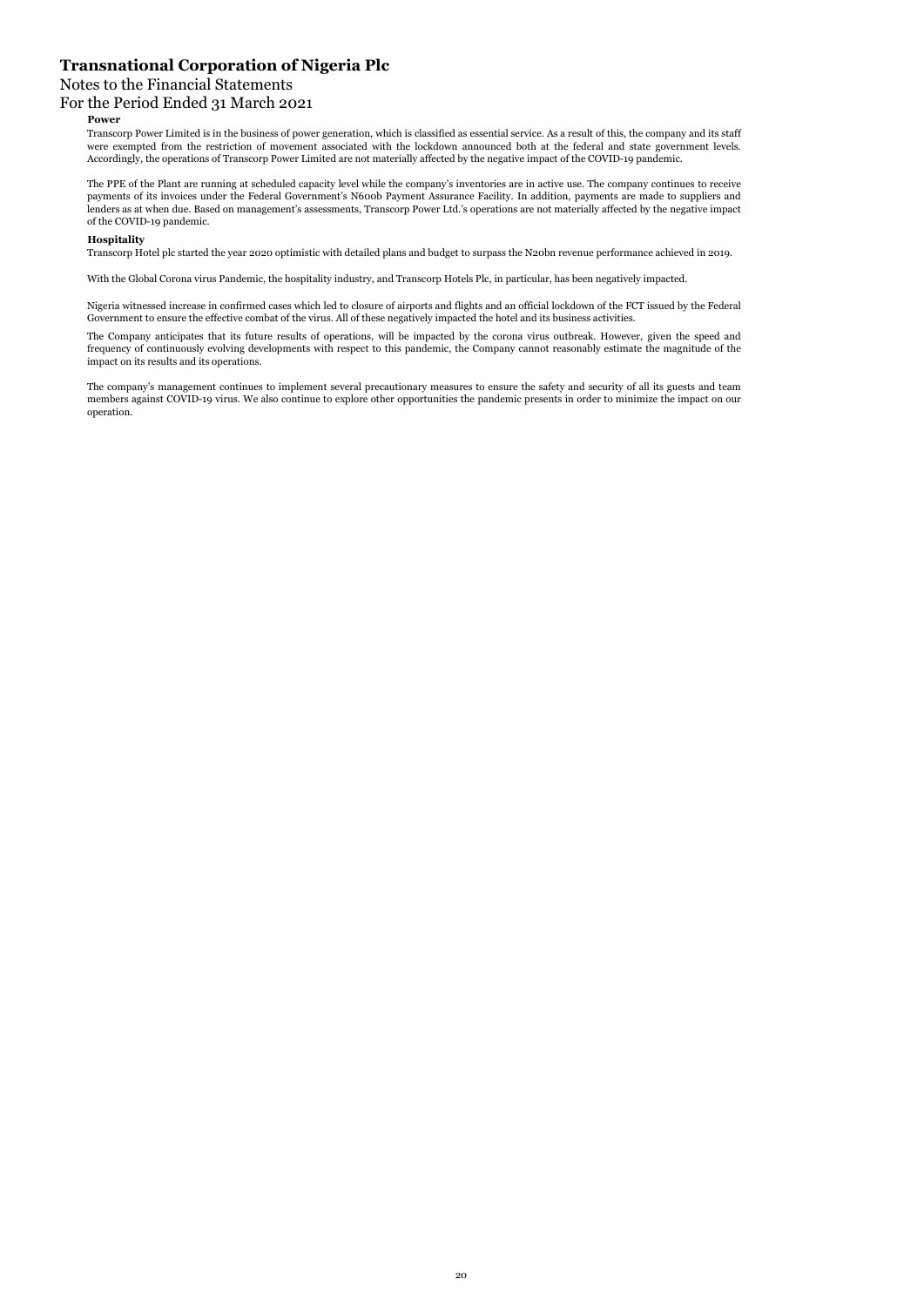# Transnational Corporation of Nigeria Plc

## Notes to the Financial Statements

## For the Period Ended 31 March 2021

**Power**

Transcorp Power Limited is in the business of power generation, which is classified as essential service. As a result of this, the company and its staff were exempted from the restriction of movement associated with the lockdown announced both at the federal and state government levels. Accordingly, the operations of Transcorp Power Limited are not materially affected by the negative impact of the COVID-19 pandemic.

The PPE of the Plant are running at scheduled capacity level while the company's inventories are in active use. The company continues to receive payments of its invoices under the Federal Government's N600b Payment Assurance Facility. In addition, payments are made to suppliers and lenders as at when due. Based on management's assessments, Transcorp Power Ltd.'s operations are not materially affected by the negative impact of the COVID-19 pandemic.

**Hospitality**

Transcorp Hotel plc started the year 2020 optimistic with detailed plans and budget to surpass the N20bn revenue performance achieved in 2019.

With the Global Corona virus Pandemic, the hospitality industry, and Transcorp Hotels Plc, in particular, has been negatively impacted.

Nigeria witnessed increase in confirmed cases which led to closure of airports and flights and an official lockdown of the FCT issued by the Federal Government to ensure the effective combat of the virus. All of these negatively impacted the hotel and its business activities.

The Company anticipates that its future results of operations, will be impacted by the corona virus outbreak. However, given the speed and frequency of continuously evolving developments with respect to this pandemic, the Company cannot reasonably estimate the magnitude of the impact on its results and its operations.

The company's management continues to implement several precautionary measures to ensure the safety and security of all its guests and team members against COVID-19 virus. We also continue to explore other opportunities the pandemic presents in order to minimize the impact on our operation.